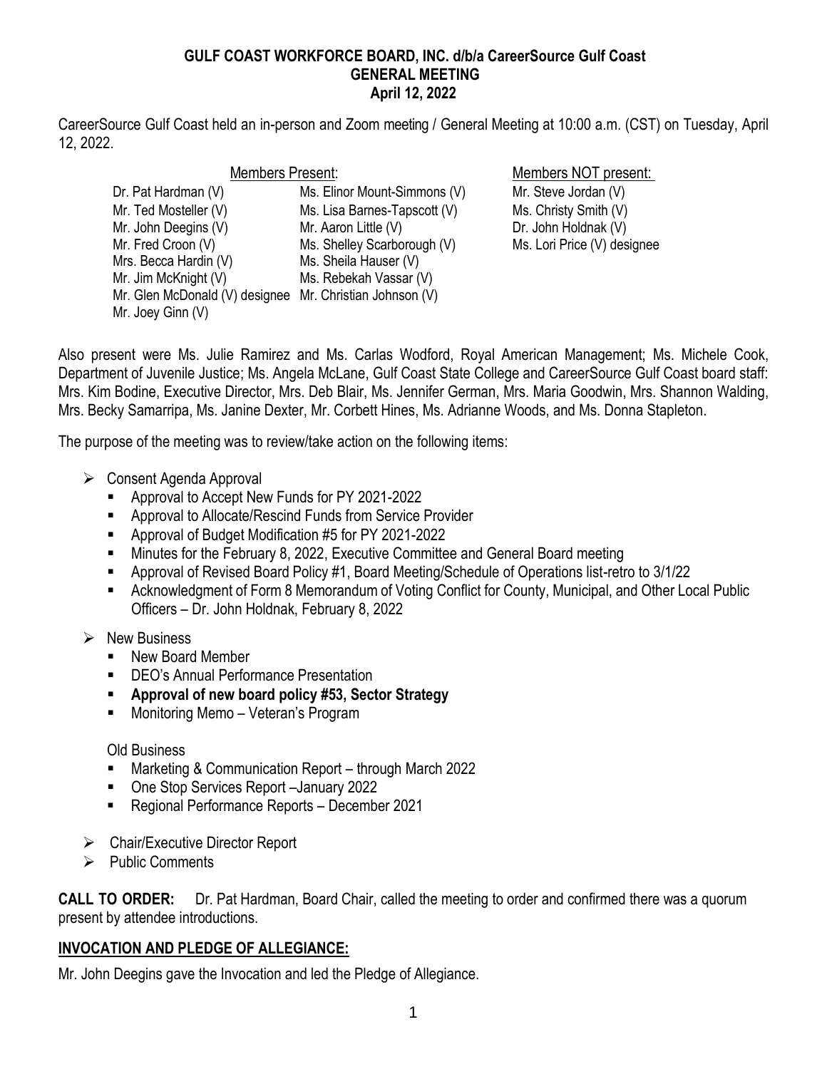**GULF COAST WORKFORCE BOARD, INC. d/b/a CareerSource Gulf Coast**
**GENERAL MEETING**
**April 12, 2022**

CareerSource Gulf Coast held an in-person and Zoom meeting / General Meeting at 10:00 a.m. (CST) on Tuesday, April 12, 2022.

| Members Present: | | Members NOT present: |
|---|---|---|
| Dr. Pat Hardman (V) | Ms. Elinor Mount-Simmons (V) | Mr. Steve Jordan (V) |
| Mr. Ted Mosteller (V) | Ms. Lisa Barnes-Tapscott (V) | Ms. Christy Smith (V) |
| Mr. John Deegins (V) | Mr. Aaron Little (V) | Dr. John Holdnak (V) |
| Mr. Fred Croon (V) | Ms. Shelley Scarborough (V) | Ms. Lori Price (V) designee |
| Mrs. Becca Hardin (V) | Ms. Sheila Hauser (V) | |
| Mr. Jim McKnight (V) | Ms. Rebekah Vassar (V) | |
| Mr. Glen McDonald (V) designee | Mr. Christian Johnson (V) | |
| Mr. Joey Ginn (V) | | |

Also present were Ms. Julie Ramirez and Ms. Carlas Wodford, Royal American Management; Ms. Michele Cook, Department of Juvenile Justice; Ms. Angela McLane, Gulf Coast State College and CareerSource Gulf Coast board staff: Mrs. Kim Bodine, Executive Director, Mrs. Deb Blair, Ms. Jennifer German, Mrs. Maria Goodwin, Mrs. Shannon Walding, Mrs. Becky Samarripa, Ms. Janine Dexter, Mr. Corbett Hines, Ms. Adrianne Woods, and Ms. Donna Stapleton.

The purpose of the meeting was to review/take action on the following items:

- Consent Agenda Approval
  - Approval to Accept New Funds for PY 2021-2022
  - Approval to Allocate/Rescind Funds from Service Provider
  - Approval of Budget Modification #5 for PY 2021-2022
  - Minutes for the February 8, 2022, Executive Committee and General Board meeting
  - Approval of Revised Board Policy #1, Board Meeting/Schedule of Operations list-retro to 3/1/22
  - Acknowledgment of Form 8 Memorandum of Voting Conflict for County, Municipal, and Other Local Public Officers – Dr. John Holdnak, February 8, 2022
- New Business
  - New Board Member
  - DEO's Annual Performance Presentation
  - **Approval of new board policy #53, Sector Strategy**
  - Monitoring Memo – Veteran's Program

  Old Business
  - Marketing & Communication Report – through March 2022
  - One Stop Services Report –January 2022
  - Regional Performance Reports – December 2021
- Chair/Executive Director Report
- Public Comments

**CALL TO ORDER:** Dr. Pat Hardman, Board Chair, called the meeting to order and confirmed there was a quorum present by attendee introductions.

## INVOCATION AND PLEDGE OF ALLEGIANCE:

Mr. John Deegins gave the Invocation and led the Pledge of Allegiance.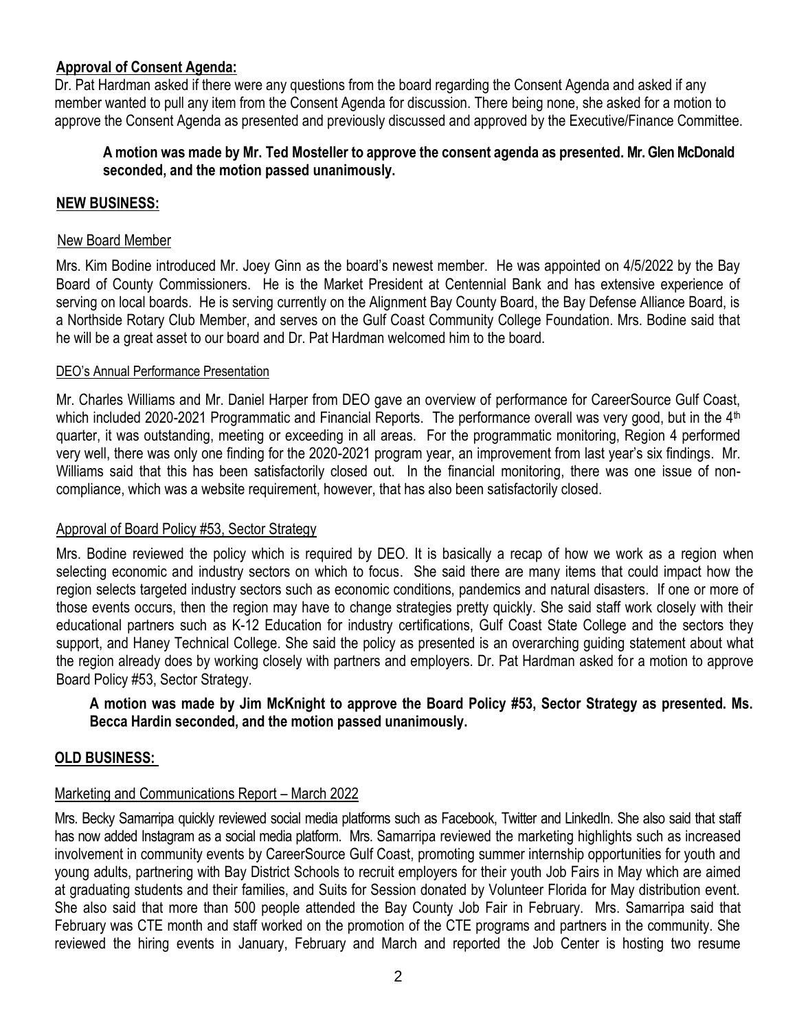**Approval of Consent Agenda:**

Dr. Pat Hardman asked if there were any questions from the board regarding the Consent Agenda and asked if any member wanted to pull any item from the Consent Agenda for discussion. There being none, she asked for a motion to approve the Consent Agenda as presented and previously discussed and approved by the Executive/Finance Committee.

**A motion was made by Mr. Ted Mosteller to approve the consent agenda as presented. Mr. Glen McDonald seconded, and the motion passed unanimously.**

**NEW BUSINESS:**

New Board Member

Mrs. Kim Bodine introduced Mr. Joey Ginn as the board's newest member. He was appointed on 4/5/2022 by the Bay Board of County Commissioners. He is the Market President at Centennial Bank and has extensive experience of serving on local boards. He is serving currently on the Alignment Bay County Board, the Bay Defense Alliance Board, is a Northside Rotary Club Member, and serves on the Gulf Coast Community College Foundation. Mrs. Bodine said that he will be a great asset to our board and Dr. Pat Hardman welcomed him to the board.

DEO's Annual Performance Presentation

Mr. Charles Williams and Mr. Daniel Harper from DEO gave an overview of performance for CareerSource Gulf Coast, which included 2020-2021 Programmatic and Financial Reports. The performance overall was very good, but in the 4th quarter, it was outstanding, meeting or exceeding in all areas. For the programmatic monitoring, Region 4 performed very well, there was only one finding for the 2020-2021 program year, an improvement from last year's six findings. Mr. Williams said that this has been satisfactorily closed out. In the financial monitoring, there was one issue of non-compliance, which was a website requirement, however, that has also been satisfactorily closed.

Approval of Board Policy #53, Sector Strategy

Mrs. Bodine reviewed the policy which is required by DEO. It is basically a recap of how we work as a region when selecting economic and industry sectors on which to focus. She said there are many items that could impact how the region selects targeted industry sectors such as economic conditions, pandemics and natural disasters. If one or more of those events occurs, then the region may have to change strategies pretty quickly. She said staff work closely with their educational partners such as K-12 Education for industry certifications, Gulf Coast State College and the sectors they support, and Haney Technical College. She said the policy as presented is an overarching guiding statement about what the region already does by working closely with partners and employers. Dr. Pat Hardman asked for a motion to approve Board Policy #53, Sector Strategy.

**A motion was made by Jim McKnight to approve the Board Policy #53, Sector Strategy as presented. Ms. Becca Hardin seconded, and the motion passed unanimously.**

**OLD BUSINESS:**

Marketing and Communications Report – March 2022

Mrs. Becky Samarripa quickly reviewed social media platforms such as Facebook, Twitter and LinkedIn. She also said that staff has now added Instagram as a social media platform. Mrs. Samarripa reviewed the marketing highlights such as increased involvement in community events by CareerSource Gulf Coast, promoting summer internship opportunities for youth and young adults, partnering with Bay District Schools to recruit employers for their youth Job Fairs in May which are aimed at graduating students and their families, and Suits for Session donated by Volunteer Florida for May distribution event. She also said that more than 500 people attended the Bay County Job Fair in February. Mrs. Samarripa said that February was CTE month and staff worked on the promotion of the CTE programs and partners in the community. She reviewed the hiring events in January, February and March and reported the Job Center is hosting two resume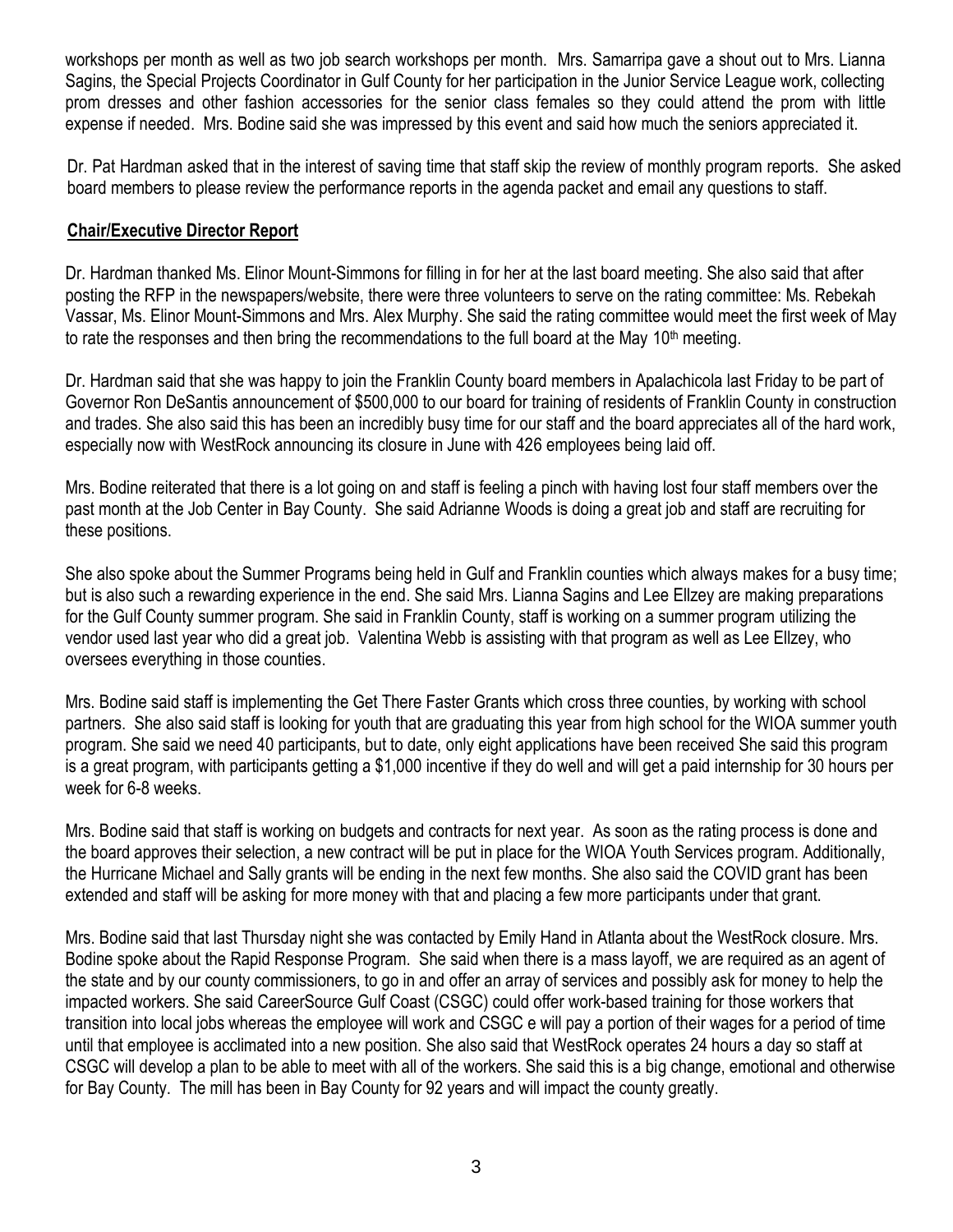workshops per month as well as two job search workshops per month. Mrs. Samarripa gave a shout out to Mrs. Lianna Sagins, the Special Projects Coordinator in Gulf County for her participation in the Junior Service League work, collecting prom dresses and other fashion accessories for the senior class females so they could attend the prom with little expense if needed. Mrs. Bodine said she was impressed by this event and said how much the seniors appreciated it.

Dr. Pat Hardman asked that in the interest of saving time that staff skip the review of monthly program reports. She asked board members to please review the performance reports in the agenda packet and email any questions to staff.

## Chair/Executive Director Report

Dr. Hardman thanked Ms. Elinor Mount-Simmons for filling in for her at the last board meeting. She also said that after posting the RFP in the newspapers/website, there were three volunteers to serve on the rating committee: Ms. Rebekah Vassar, Ms. Elinor Mount-Simmons and Mrs. Alex Murphy. She said the rating committee would meet the first week of May to rate the responses and then bring the recommendations to the full board at the May 10th meeting.

Dr. Hardman said that she was happy to join the Franklin County board members in Apalachicola last Friday to be part of Governor Ron DeSantis announcement of $500,000 to our board for training of residents of Franklin County in construction and trades. She also said this has been an incredibly busy time for our staff and the board appreciates all of the hard work, especially now with WestRock announcing its closure in June with 426 employees being laid off.

Mrs. Bodine reiterated that there is a lot going on and staff is feeling a pinch with having lost four staff members over the past month at the Job Center in Bay County. She said Adrianne Woods is doing a great job and staff are recruiting for these positions.

She also spoke about the Summer Programs being held in Gulf and Franklin counties which always makes for a busy time; but is also such a rewarding experience in the end. She said Mrs. Lianna Sagins and Lee Ellzey are making preparations for the Gulf County summer program. She said in Franklin County, staff is working on a summer program utilizing the vendor used last year who did a great job. Valentina Webb is assisting with that program as well as Lee Ellzey, who oversees everything in those counties.

Mrs. Bodine said staff is implementing the Get There Faster Grants which cross three counties, by working with school partners. She also said staff is looking for youth that are graduating this year from high school for the WIOA summer youth program. She said we need 40 participants, but to date, only eight applications have been received She said this program is a great program, with participants getting a $1,000 incentive if they do well and will get a paid internship for 30 hours per week for 6-8 weeks.

Mrs. Bodine said that staff is working on budgets and contracts for next year. As soon as the rating process is done and the board approves their selection, a new contract will be put in place for the WIOA Youth Services program. Additionally, the Hurricane Michael and Sally grants will be ending in the next few months. She also said the COVID grant has been extended and staff will be asking for more money with that and placing a few more participants under that grant.

Mrs. Bodine said that last Thursday night she was contacted by Emily Hand in Atlanta about the WestRock closure. Mrs. Bodine spoke about the Rapid Response Program. She said when there is a mass layoff, we are required as an agent of the state and by our county commissioners, to go in and offer an array of services and possibly ask for money to help the impacted workers. She said CareerSource Gulf Coast (CSGC) could offer work-based training for those workers that transition into local jobs whereas the employee will work and CSGC e will pay a portion of their wages for a period of time until that employee is acclimated into a new position. She also said that WestRock operates 24 hours a day so staff at CSGC will develop a plan to be able to meet with all of the workers. She said this is a big change, emotional and otherwise for Bay County. The mill has been in Bay County for 92 years and will impact the county greatly.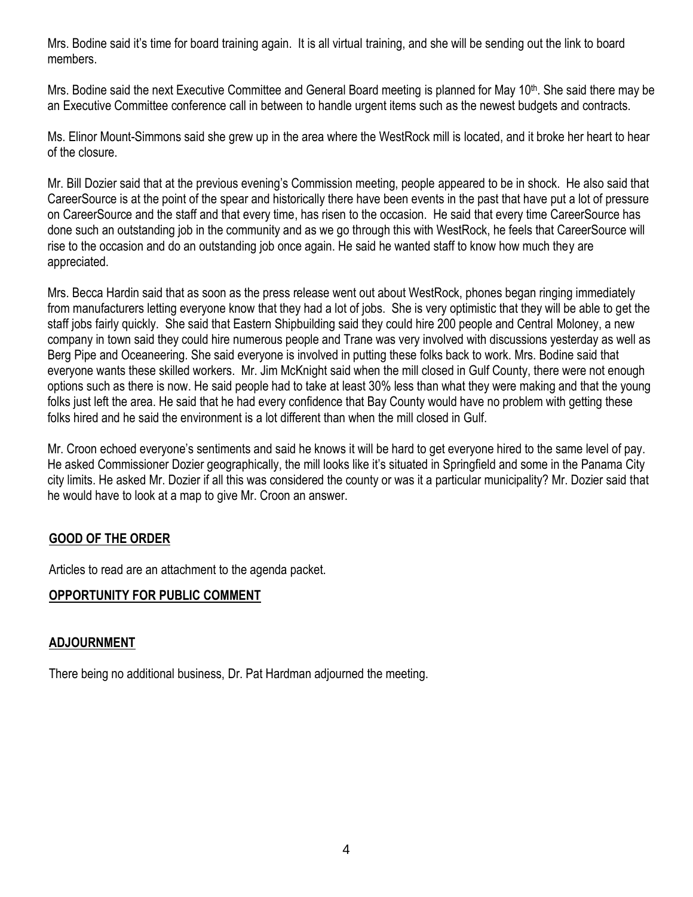Mrs. Bodine said it's time for board training again. It is all virtual training, and she will be sending out the link to board members.

Mrs. Bodine said the next Executive Committee and General Board meeting is planned for May 10th. She said there may be an Executive Committee conference call in between to handle urgent items such as the newest budgets and contracts.

Ms. Elinor Mount-Simmons said she grew up in the area where the WestRock mill is located, and it broke her heart to hear of the closure.

Mr. Bill Dozier said that at the previous evening's Commission meeting, people appeared to be in shock. He also said that CareerSource is at the point of the spear and historically there have been events in the past that have put a lot of pressure on CareerSource and the staff and that every time, has risen to the occasion. He said that every time CareerSource has done such an outstanding job in the community and as we go through this with WestRock, he feels that CareerSource will rise to the occasion and do an outstanding job once again. He said he wanted staff to know how much they are appreciated.

Mrs. Becca Hardin said that as soon as the press release went out about WestRock, phones began ringing immediately from manufacturers letting everyone know that they had a lot of jobs. She is very optimistic that they will be able to get the staff jobs fairly quickly. She said that Eastern Shipbuilding said they could hire 200 people and Central Moloney, a new company in town said they could hire numerous people and Trane was very involved with discussions yesterday as well as Berg Pipe and Oceaneering. She said everyone is involved in putting these folks back to work. Mrs. Bodine said that everyone wants these skilled workers. Mr. Jim McKnight said when the mill closed in Gulf County, there were not enough options such as there is now. He said people had to take at least 30% less than what they were making and that the young folks just left the area. He said that he had every confidence that Bay County would have no problem with getting these folks hired and he said the environment is a lot different than when the mill closed in Gulf.

Mr. Croon echoed everyone's sentiments and said he knows it will be hard to get everyone hired to the same level of pay. He asked Commissioner Dozier geographically, the mill looks like it's situated in Springfield and some in the Panama City city limits. He asked Mr. Dozier if all this was considered the county or was it a particular municipality? Mr. Dozier said that he would have to look at a map to give Mr. Croon an answer.

## GOOD OF THE ORDER

Articles to read are an attachment to the agenda packet.

## OPPORTUNITY FOR PUBLIC COMMENT

## ADJOURNMENT

There being no additional business, Dr. Pat Hardman adjourned the meeting.